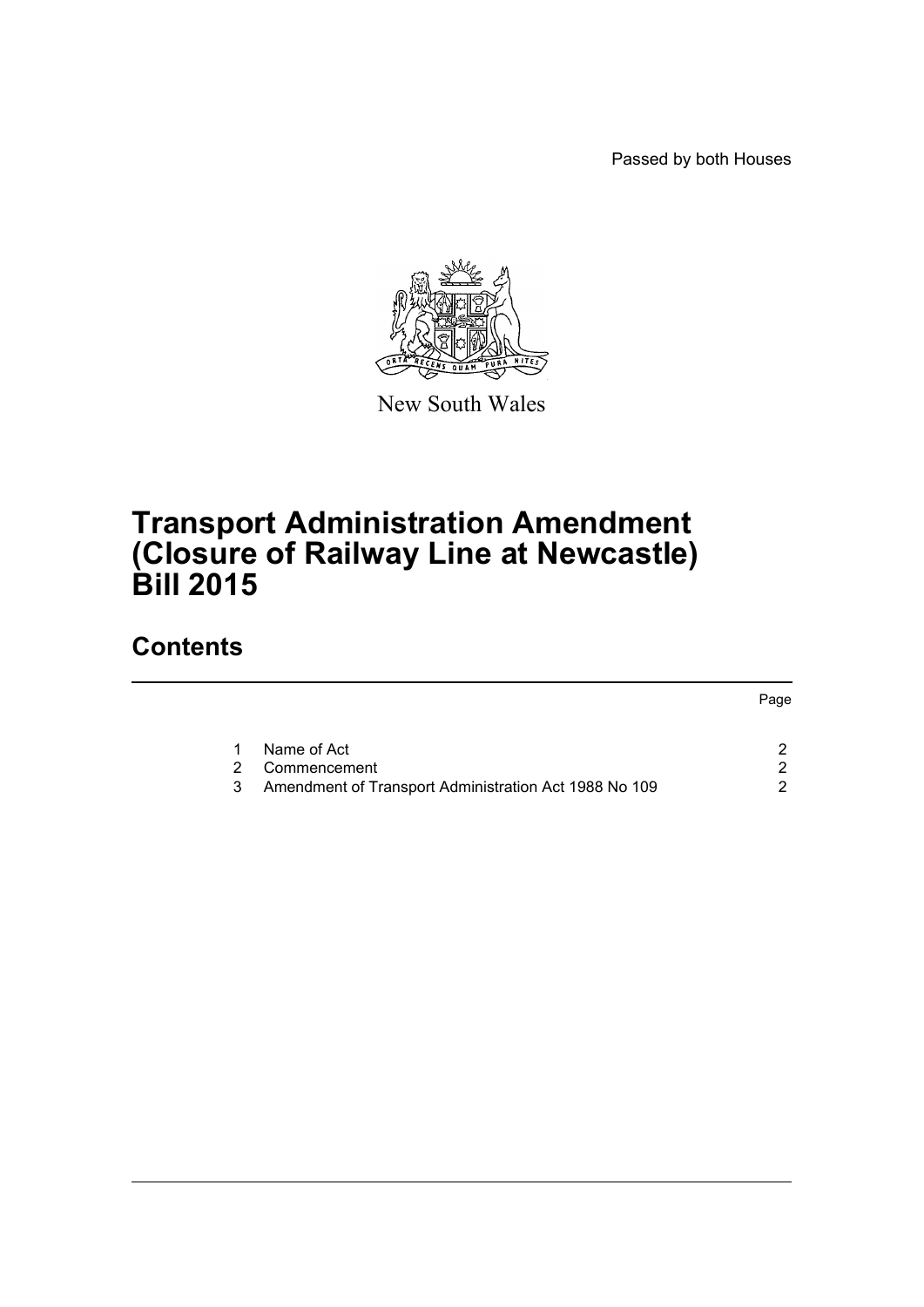Passed by both Houses

New South Wales

# Transport Administration Amendment (Closure of Railway Line at Newcastle) Bill 2015

## Contents

| | | Page |
|---|---|---|
| 1 | Name of Act | 2 |
| 2 | Commencement | 2 |
| 3 | Amendment of Transport Administration Act 1988 No 109 | 2 |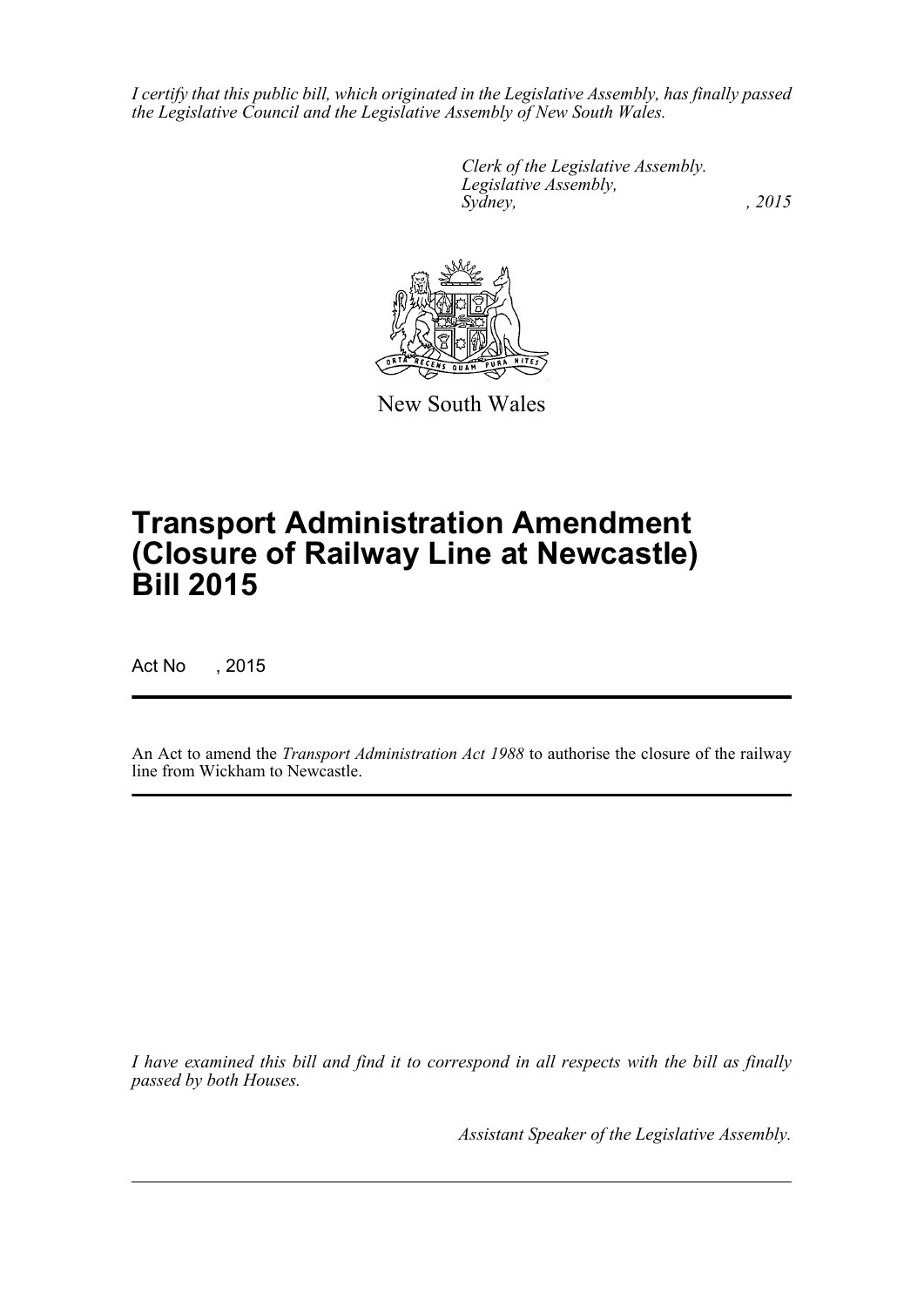*I certify that this public bill, which originated in the Legislative Assembly, has finally passed the Legislative Council and the Legislative Assembly of New South Wales.*

*Clerk of the Legislative Assembly.*
*Legislative Assembly,*
*Sydney,* *, 2015*

New South Wales

# Transport Administration Amendment (Closure of Railway Line at Newcastle) Bill 2015

Act No , 2015

An Act to amend the *Transport Administration Act 1988* to authorise the closure of the railway line from Wickham to Newcastle.

*I have examined this bill and find it to correspond in all respects with the bill as finally passed by both Houses.*

*Assistant Speaker of the Legislative Assembly.*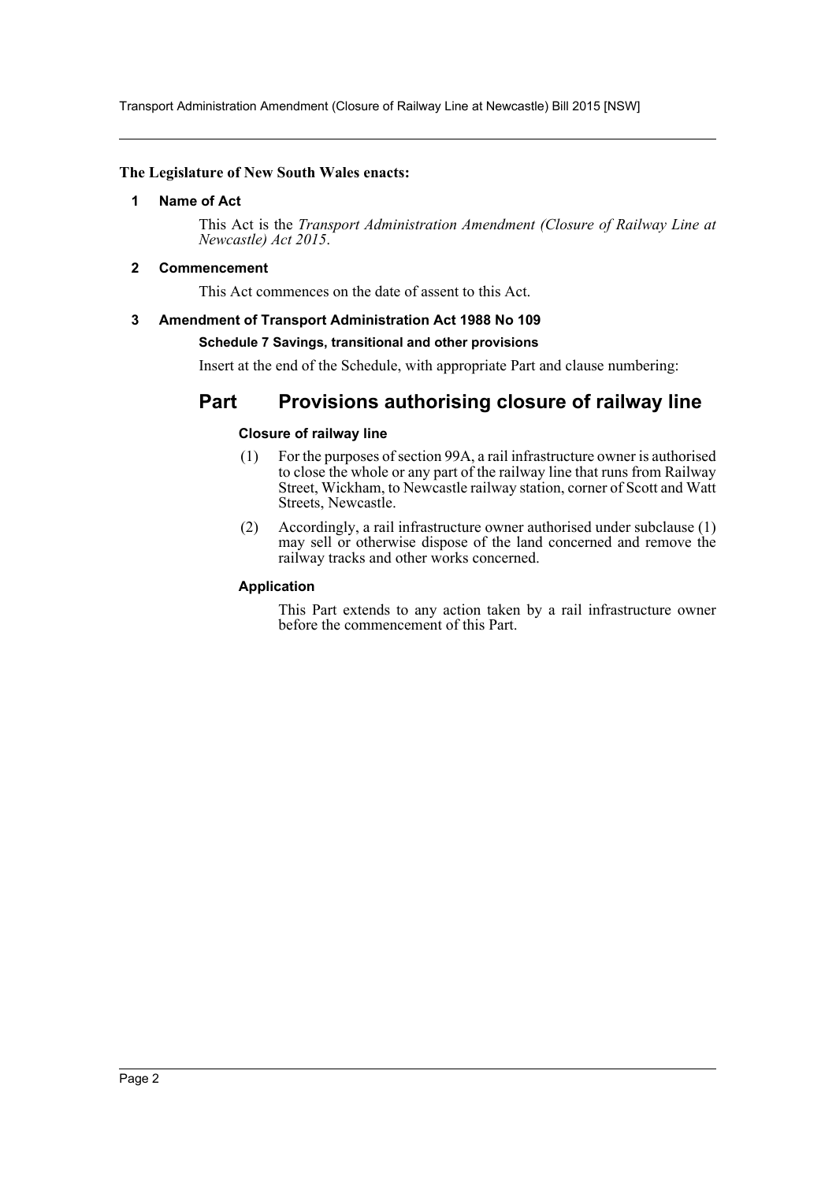**The Legislature of New South Wales enacts:**

## 1 Name of Act

This Act is the *Transport Administration Amendment (Closure of Railway Line at Newcastle) Act 2015*.

## 2 Commencement

This Act commences on the date of assent to this Act.

## 3 Amendment of Transport Administration Act 1988 No 109

**Schedule 7 Savings, transitional and other provisions**

Insert at the end of the Schedule, with appropriate Part and clause numbering:

# Part Provisions authorising closure of railway line

### Closure of railway line

(1) For the purposes of section 99A, a rail infrastructure owner is authorised to close the whole or any part of the railway line that runs from Railway Street, Wickham, to Newcastle railway station, corner of Scott and Watt Streets, Newcastle.

(2) Accordingly, a rail infrastructure owner authorised under subclause (1) may sell or otherwise dispose of the land concerned and remove the railway tracks and other works concerned.

### Application

This Part extends to any action taken by a rail infrastructure owner before the commencement of this Part.